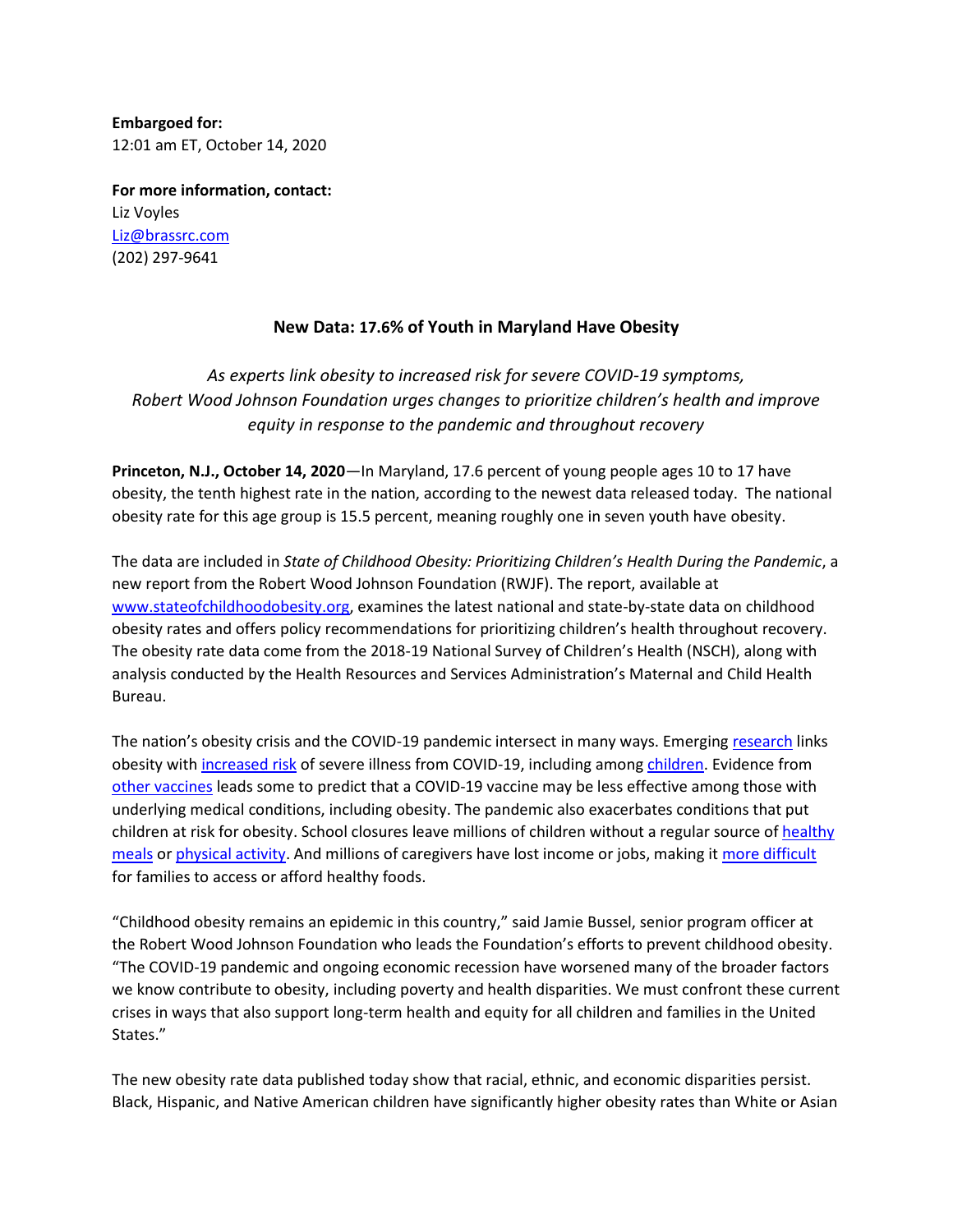**Embargoed for:**
12:01 am ET, October 14, 2020

**For more information, contact:**
Liz Voyles
Liz@brassrc.com
(202) 297-9641

## New Data: 17.6% of Youth in Maryland Have Obesity

*As experts link obesity to increased risk for severe COVID-19 symptoms, Robert Wood Johnson Foundation urges changes to prioritize children's health and improve equity in response to the pandemic and throughout recovery*

**Princeton, N.J., October 14, 2020**—In Maryland, 17.6 percent of young people ages 10 to 17 have obesity, the tenth highest rate in the nation, according to the newest data released today. The national obesity rate for this age group is 15.5 percent, meaning roughly one in seven youth have obesity.

The data are included in *State of Childhood Obesity: Prioritizing Children's Health During the Pandemic*, a new report from the Robert Wood Johnson Foundation (RWJF). The report, available at www.stateofchildhoodobesity.org, examines the latest national and state-by-state data on childhood obesity rates and offers policy recommendations for prioritizing children's health throughout recovery. The obesity rate data come from the 2018-19 National Survey of Children's Health (NSCH), along with analysis conducted by the Health Resources and Services Administration's Maternal and Child Health Bureau.

The nation's obesity crisis and the COVID-19 pandemic intersect in many ways. Emerging research links obesity with increased risk of severe illness from COVID-19, including among children. Evidence from other vaccines leads some to predict that a COVID-19 vaccine may be less effective among those with underlying medical conditions, including obesity. The pandemic also exacerbates conditions that put children at risk for obesity. School closures leave millions of children without a regular source of healthy meals or physical activity. And millions of caregivers have lost income or jobs, making it more difficult for families to access or afford healthy foods.

"Childhood obesity remains an epidemic in this country," said Jamie Bussel, senior program officer at the Robert Wood Johnson Foundation who leads the Foundation's efforts to prevent childhood obesity. "The COVID-19 pandemic and ongoing economic recession have worsened many of the broader factors we know contribute to obesity, including poverty and health disparities. We must confront these current crises in ways that also support long-term health and equity for all children and families in the United States."

The new obesity rate data published today show that racial, ethnic, and economic disparities persist. Black, Hispanic, and Native American children have significantly higher obesity rates than White or Asian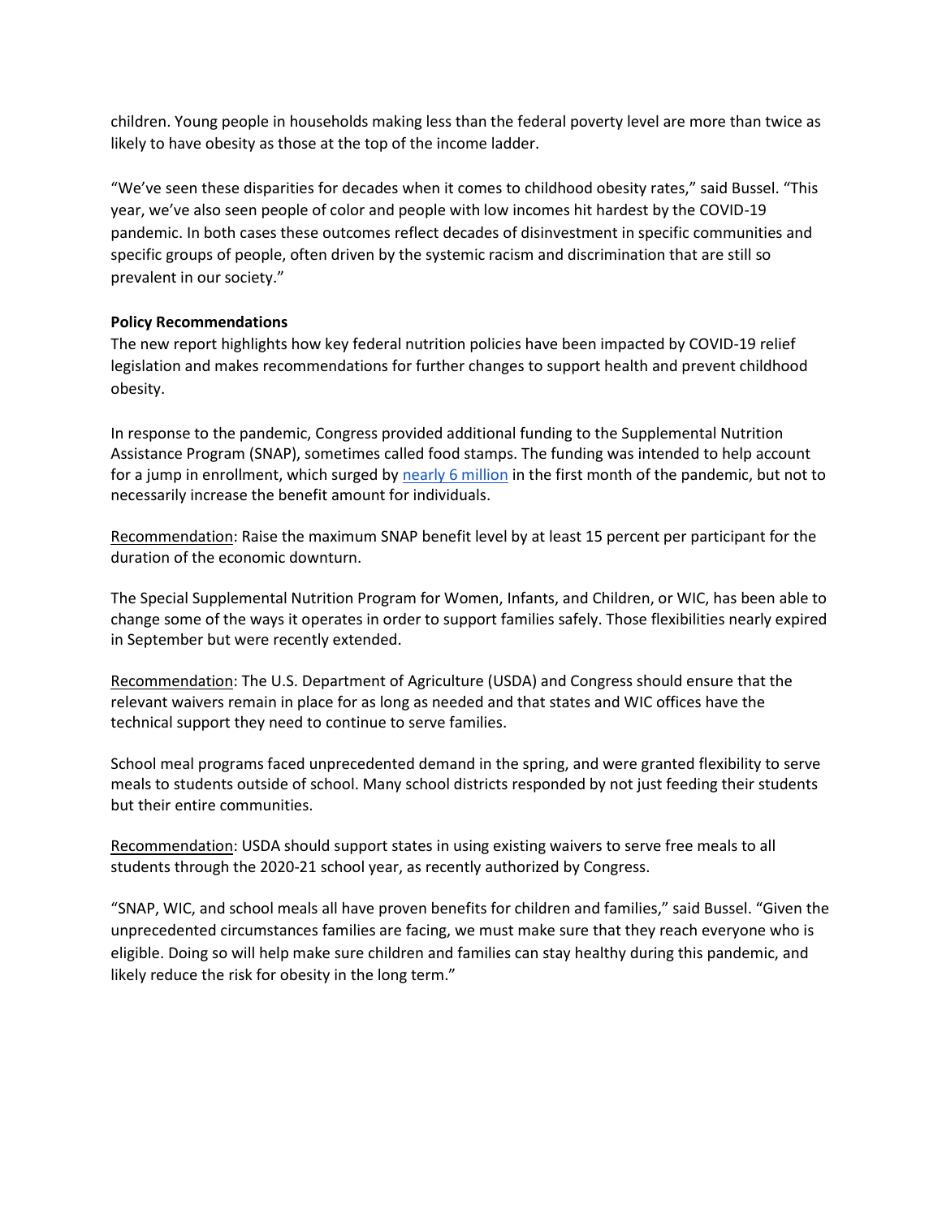children. Young people in households making less than the federal poverty level are more than twice as likely to have obesity as those at the top of the income ladder.

"We've seen these disparities for decades when it comes to childhood obesity rates," said Bussel. "This year, we've also seen people of color and people with low incomes hit hardest by the COVID-19 pandemic. In both cases these outcomes reflect decades of disinvestment in specific communities and specific groups of people, often driven by the systemic racism and discrimination that are still so prevalent in our society."

**Policy Recommendations**

The new report highlights how key federal nutrition policies have been impacted by COVID-19 relief legislation and makes recommendations for further changes to support health and prevent childhood obesity.

In response to the pandemic, Congress provided additional funding to the Supplemental Nutrition Assistance Program (SNAP), sometimes called food stamps. The funding was intended to help account for a jump in enrollment, which surged by nearly 6 million in the first month of the pandemic, but not to necessarily increase the benefit amount for individuals.

Recommendation: Raise the maximum SNAP benefit level by at least 15 percent per participant for the duration of the economic downturn.

The Special Supplemental Nutrition Program for Women, Infants, and Children, or WIC, has been able to change some of the ways it operates in order to support families safely. Those flexibilities nearly expired in September but were recently extended.

Recommendation: The U.S. Department of Agriculture (USDA) and Congress should ensure that the relevant waivers remain in place for as long as needed and that states and WIC offices have the technical support they need to continue to serve families.

School meal programs faced unprecedented demand in the spring, and were granted flexibility to serve meals to students outside of school. Many school districts responded by not just feeding their students but their entire communities.

Recommendation: USDA should support states in using existing waivers to serve free meals to all students through the 2020-21 school year, as recently authorized by Congress.

"SNAP, WIC, and school meals all have proven benefits for children and families," said Bussel. "Given the unprecedented circumstances families are facing, we must make sure that they reach everyone who is eligible. Doing so will help make sure children and families can stay healthy during this pandemic, and likely reduce the risk for obesity in the long term."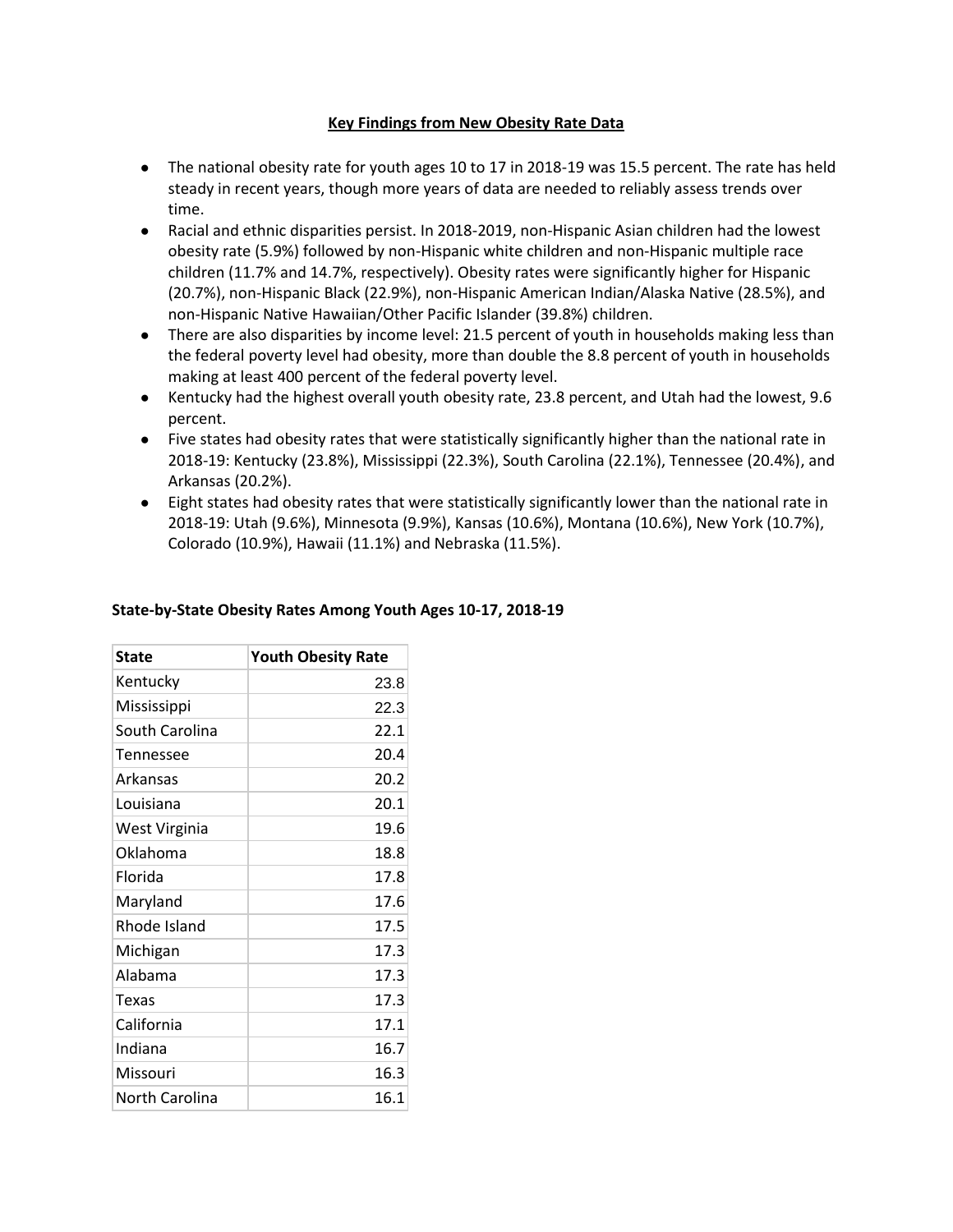## Key Findings from New Obesity Rate Data

- The national obesity rate for youth ages 10 to 17 in 2018-19 was 15.5 percent. The rate has held steady in recent years, though more years of data are needed to reliably assess trends over time.
- Racial and ethnic disparities persist. In 2018-2019, non-Hispanic Asian children had the lowest obesity rate (5.9%) followed by non-Hispanic white children and non-Hispanic multiple race children (11.7% and 14.7%, respectively). Obesity rates were significantly higher for Hispanic (20.7%), non-Hispanic Black (22.9%), non-Hispanic American Indian/Alaska Native (28.5%), and non-Hispanic Native Hawaiian/Other Pacific Islander (39.8%) children.
- There are also disparities by income level: 21.5 percent of youth in households making less than the federal poverty level had obesity, more than double the 8.8 percent of youth in households making at least 400 percent of the federal poverty level.
- Kentucky had the highest overall youth obesity rate, 23.8 percent, and Utah had the lowest, 9.6 percent.
- Five states had obesity rates that were statistically significantly higher than the national rate in 2018-19: Kentucky (23.8%), Mississippi (22.3%), South Carolina (22.1%), Tennessee (20.4%), and Arkansas (20.2%).
- Eight states had obesity rates that were statistically significantly lower than the national rate in 2018-19: Utah (9.6%), Minnesota (9.9%), Kansas (10.6%), Montana (10.6%), New York (10.7%), Colorado (10.9%), Hawaii (11.1%) and Nebraska (11.5%).

### State-by-State Obesity Rates Among Youth Ages 10-17, 2018-19

| State | Youth Obesity Rate |
|---|---|
| Kentucky | 23.8 |
| Mississippi | 22.3 |
| South Carolina | 22.1 |
| Tennessee | 20.4 |
| Arkansas | 20.2 |
| Louisiana | 20.1 |
| West Virginia | 19.6 |
| Oklahoma | 18.8 |
| Florida | 17.8 |
| Maryland | 17.6 |
| Rhode Island | 17.5 |
| Michigan | 17.3 |
| Alabama | 17.3 |
| Texas | 17.3 |
| California | 17.1 |
| Indiana | 16.7 |
| Missouri | 16.3 |
| North Carolina | 16.1 |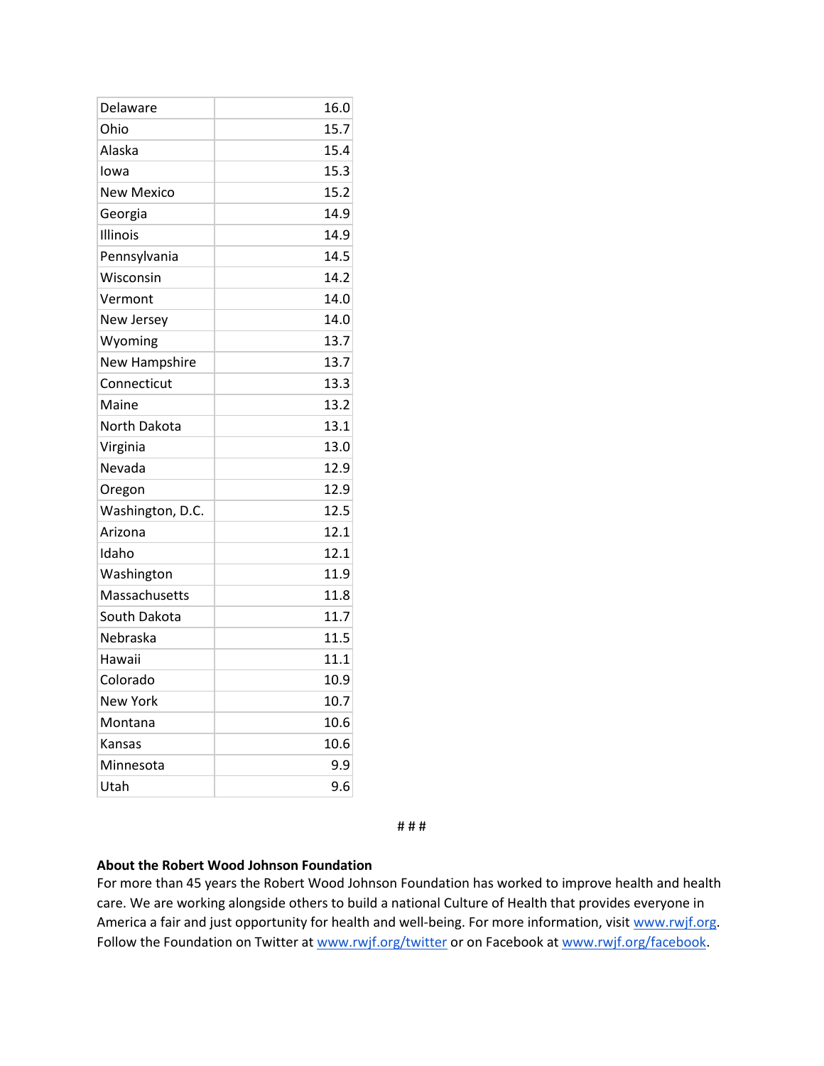| | |
|---|---|
| Delaware | 16.0 |
| Ohio | 15.7 |
| Alaska | 15.4 |
| Iowa | 15.3 |
| New Mexico | 15.2 |
| Georgia | 14.9 |
| Illinois | 14.9 |
| Pennsylvania | 14.5 |
| Wisconsin | 14.2 |
| Vermont | 14.0 |
| New Jersey | 14.0 |
| Wyoming | 13.7 |
| New Hampshire | 13.7 |
| Connecticut | 13.3 |
| Maine | 13.2 |
| North Dakota | 13.1 |
| Virginia | 13.0 |
| Nevada | 12.9 |
| Oregon | 12.9 |
| Washington, D.C. | 12.5 |
| Arizona | 12.1 |
| Idaho | 12.1 |
| Washington | 11.9 |
| Massachusetts | 11.8 |
| South Dakota | 11.7 |
| Nebraska | 11.5 |
| Hawaii | 11.1 |
| Colorado | 10.9 |
| New York | 10.7 |
| Montana | 10.6 |
| Kansas | 10.6 |
| Minnesota | 9.9 |
| Utah | 9.6 |

# # #

**About the Robert Wood Johnson Foundation**
For more than 45 years the Robert Wood Johnson Foundation has worked to improve health and health care. We are working alongside others to build a national Culture of Health that provides everyone in America a fair and just opportunity for health and well-being. For more information, visit www.rwjf.org. Follow the Foundation on Twitter at www.rwjf.org/twitter or on Facebook at www.rwjf.org/facebook.